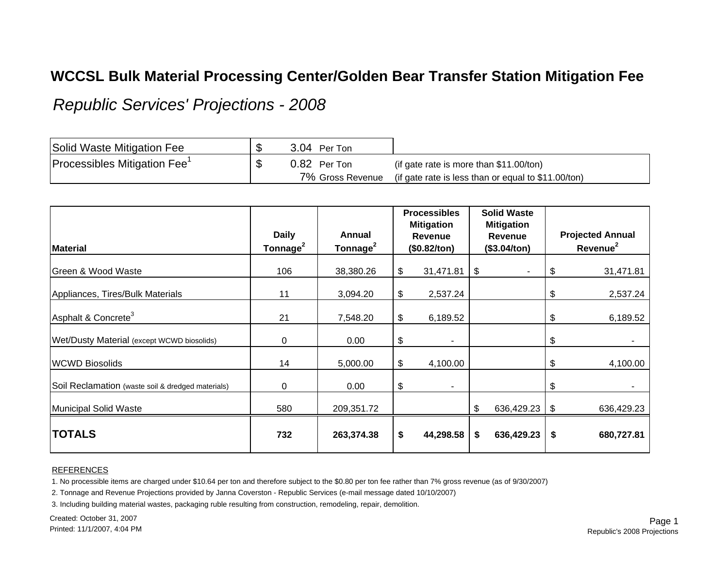# WCCSL Bulk Material Processing Center/Golden Bear Transfer Station Mitigation Fee

## *Republic Services' Projections - 2008*

| | | |
|---|---|---|
| Solid Waste Mitigation Fee | $ 3.04 Per Ton | |
| Processibles Mitigation Fee[1] | $ 0.82 Per Ton | (if gate rate is more than $11.00/ton) |
| | 7% Gross Revenue | (if gate rate is less than or equal to $11.00/ton) |

| Material | Daily Tonnage[2] | Annual Tonnage[2] | Processibles Mitigation Revenue ($0.82/ton) | Solid Waste Mitigation Revenue ($3.04/ton) | Projected Annual Revenue[2] |
|---|---|---|---|---|---|
| Green & Wood Waste | 106 | 38,380.26 | $ 31,471.81 | $ - | $ 31,471.81 |
| Appliances, Tires/Bulk Materials | 11 | 3,094.20 | $ 2,537.24 | | $ 2,537.24 |
| Asphalt & Concrete[3] | 21 | 7,548.20 | $ 6,189.52 | | $ 6,189.52 |
| Wet/Dusty Material (except WCWD biosolids) | 0 | 0.00 | $ - | | $ - |
| WCWD Biosolids | 14 | 5,000.00 | $ 4,100.00 | | $ 4,100.00 |
| Soil Reclamation (waste soil & dredged materials) | 0 | 0.00 | $ - | | $ - |
| Municipal Solid Waste | 580 | 209,351.72 | | $ 636,429.23 | $ 636,429.23 |
| **TOTALS** | **732** | **263,374.38** | **$ 44,298.58** | **$ 636,429.23** | **$ 680,727.81** |

REFERENCES

1. No processible items are charged under $10.64 per ton and therefore subject to the $0.80 per ton fee rather than 7% gross revenue (as of 9/30/2007)
2. Tonnage and Revenue Projections provided by Janna Coverston - Republic Services (e-mail message dated 10/10/2007)
3. Including building material wastes, packaging ruble resulting from construction, remodeling, repair, demolition.

Created: October 31, 2007
Printed: 11/1/2007, 4:04 PM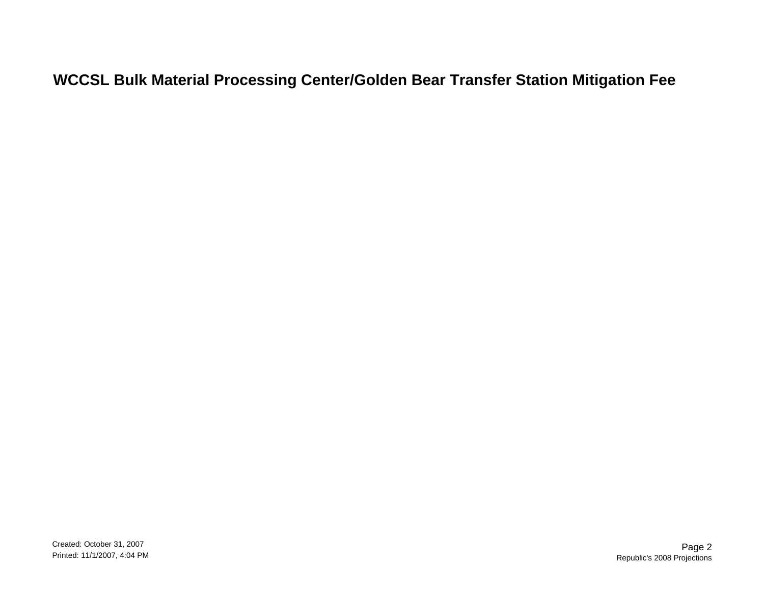# WCCSL Bulk Material Processing Center/Golden Bear Transfer Station Mitigation Fee